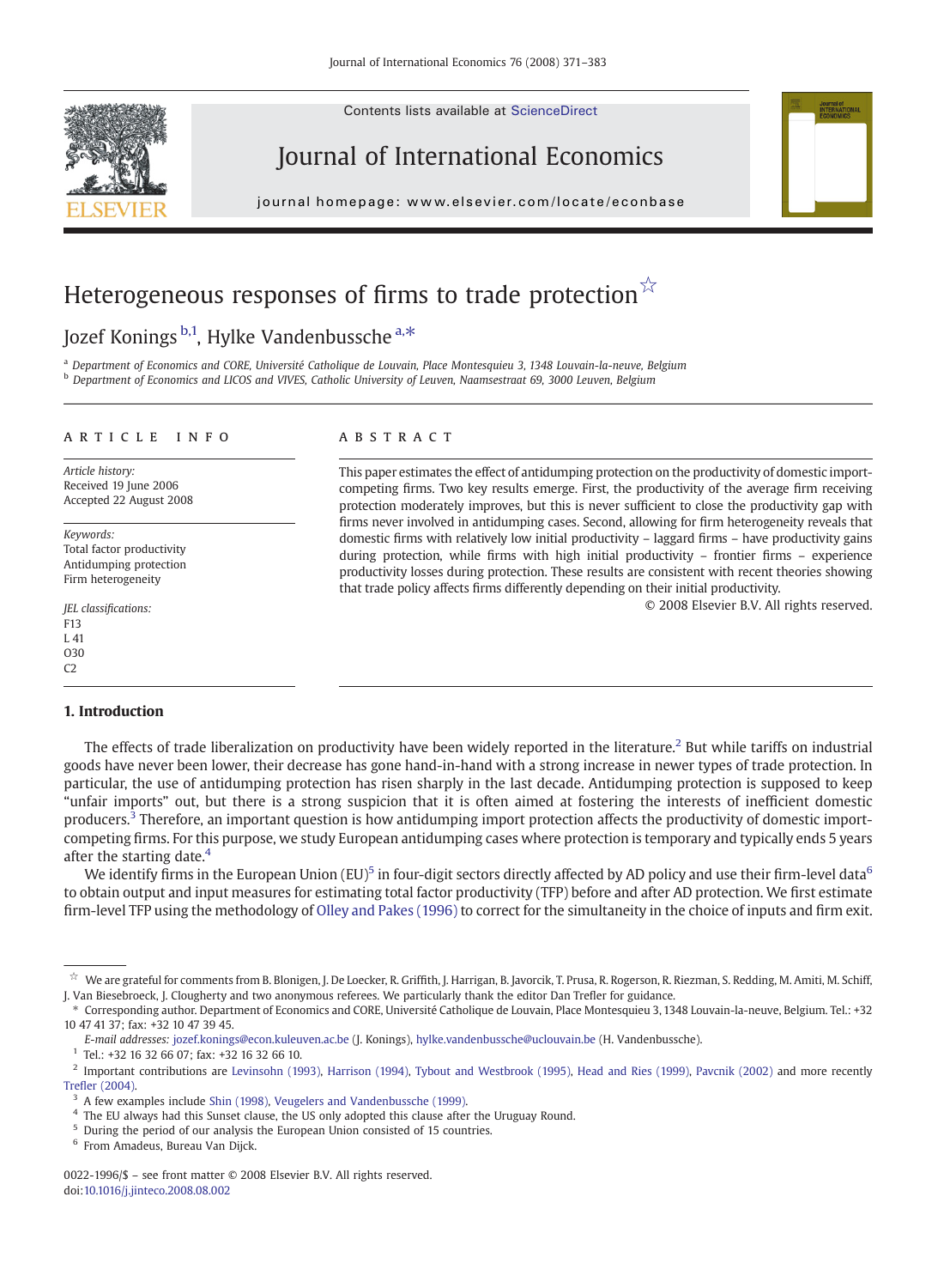# Heterogeneous responses of firms to trade protection ☆

Jozef Konings [b,1], Hylke Vandenbussche [a,*]

[a] Department of Economics and CORE, Université Catholique de Louvain, Place Montesquieu 3, 1348 Louvain-la-neuve, Belgium
[b] Department of Economics and LICOS and VIVES, Catholic University of Leuven, Naamsestraat 69, 3000 Leuven, Belgium

## ARTICLE INFO

*Article history:*
Received 19 June 2006
Accepted 22 August 2008

*Keywords:*
Total factor productivity
Antidumping protection
Firm heterogeneity

*JEL classifications:*
F13
L 41
O30
C2

## ABSTRACT

This paper estimates the effect of antidumping protection on the productivity of domestic import-competing firms. Two key results emerge. First, the productivity of the average firm receiving protection moderately improves, but this is never sufficient to close the productivity gap with firms never involved in antidumping cases. Second, allowing for firm heterogeneity reveals that domestic firms with relatively low initial productivity – laggard firms – have productivity gains during protection, while firms with high initial productivity – frontier firms – experience productivity losses during protection. These results are consistent with recent theories showing that trade policy affects firms differently depending on their initial productivity.

© 2008 Elsevier B.V. All rights reserved.

## 1. Introduction

The effects of trade liberalization on productivity have been widely reported in the literature.[2] But while tariffs on industrial goods have never been lower, their decrease has gone hand-in-hand with a strong increase in newer types of trade protection. In particular, the use of antidumping protection has risen sharply in the last decade. Antidumping protection is supposed to keep "unfair imports" out, but there is a strong suspicion that it is often aimed at fostering the interests of inefficient domestic producers.[3] Therefore, an important question is how antidumping import protection affects the productivity of domestic import-competing firms. For this purpose, we study European antidumping cases where protection is temporary and typically ends 5 years after the starting date.[4]

We identify firms in the European Union (EU)[5] in four-digit sectors directly affected by AD policy and use their firm-level data[6] to obtain output and input measures for estimating total factor productivity (TFP) before and after AD protection. We first estimate firm-level TFP using the methodology of Olley and Pakes (1996) to correct for the simultaneity in the choice of inputs and firm exit.

---

☆ We are grateful for comments from B. Blonigen, J. De Loecker, R. Griffith, J. Harrigan, B. Javorcik, T. Prusa, R. Rogerson, R. Riezman, S. Redding, M. Amiti, M. Schiff, J. Van Biesebroeck, J. Clougherty and two anonymous referees. We particularly thank the editor Dan Trefler for guidance.

\* Corresponding author. Department of Economics and CORE, Université Catholique de Louvain, Place Montesquieu 3, 1348 Louvain-la-neuve, Belgium. Tel.: +32 10 47 41 37; fax: +32 10 47 39 45.

*E-mail addresses:* jozef.konings@econ.kuleuven.ac.be (J. Konings), hylke.vandenbussche@uclouvain.be (H. Vandenbussche).

[1] Tel.: +32 16 32 66 07; fax: +32 16 32 66 10.

[2] Important contributions are Levinsohn (1993), Harrison (1994), Tybout and Westbrook (1995), Head and Ries (1999), Pavcnik (2002) and more recently Trefler (2004).

[3] A few examples include Shin (1998), Veugelers and Vandenbussche (1999).

[4] The EU always had this Sunset clause, the US only adopted this clause after the Uruguay Round.

[5] During the period of our analysis the European Union consisted of 15 countries.

[6] From Amadeus, Bureau Van Dijck.

0022-1996/$ – see front matter © 2008 Elsevier B.V. All rights reserved.
doi:10.1016/j.jinteco.2008.08.002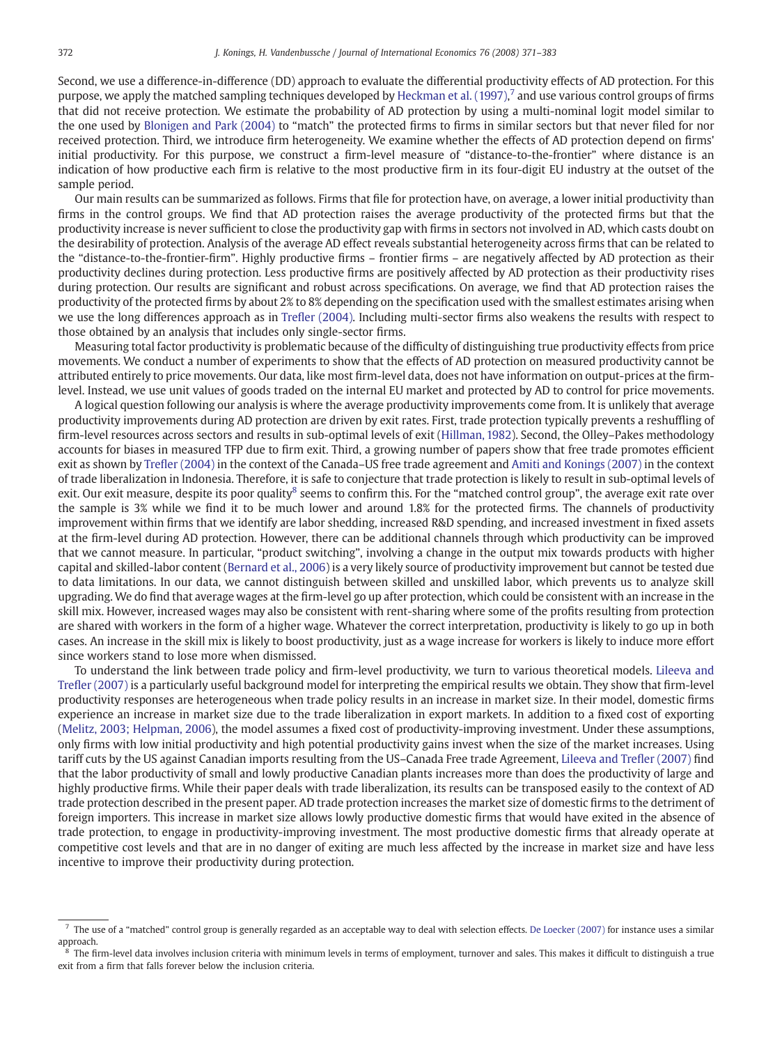Second, we use a difference-in-difference (DD) approach to evaluate the differential productivity effects of AD protection. For this purpose, we apply the matched sampling techniques developed by Heckman et al. (1997),[7] and use various control groups of firms that did not receive protection. We estimate the probability of AD protection by using a multi-nominal logit model similar to the one used by Blonigen and Park (2004) to "match" the protected firms to firms in similar sectors but that never filed for nor received protection. Third, we introduce firm heterogeneity. We examine whether the effects of AD protection depend on firms' initial productivity. For this purpose, we construct a firm-level measure of "distance-to-the-frontier" where distance is an indication of how productive each firm is relative to the most productive firm in its four-digit EU industry at the outset of the sample period.

Our main results can be summarized as follows. Firms that file for protection have, on average, a lower initial productivity than firms in the control groups. We find that AD protection raises the average productivity of the protected firms but that the productivity increase is never sufficient to close the productivity gap with firms in sectors not involved in AD, which casts doubt on the desirability of protection. Analysis of the average AD effect reveals substantial heterogeneity across firms that can be related to the "distance-to-the-frontier-firm". Highly productive firms – frontier firms – are negatively affected by AD protection as their productivity declines during protection. Less productive firms are positively affected by AD protection as their productivity rises during protection. Our results are significant and robust across specifications. On average, we find that AD protection raises the productivity of the protected firms by about 2% to 8% depending on the specification used with the smallest estimates arising when we use the long differences approach as in Trefler (2004). Including multi-sector firms also weakens the results with respect to those obtained by an analysis that includes only single-sector firms.

Measuring total factor productivity is problematic because of the difficulty of distinguishing true productivity effects from price movements. We conduct a number of experiments to show that the effects of AD protection on measured productivity cannot be attributed entirely to price movements. Our data, like most firm-level data, does not have information on output-prices at the firm-level. Instead, we use unit values of goods traded on the internal EU market and protected by AD to control for price movements.

A logical question following our analysis is where the average productivity improvements come from. It is unlikely that average productivity improvements during AD protection are driven by exit rates. First, trade protection typically prevents a reshuffling of firm-level resources across sectors and results in sub-optimal levels of exit (Hillman, 1982). Second, the Olley–Pakes methodology accounts for biases in measured TFP due to firm exit. Third, a growing number of papers show that free trade promotes efficient exit as shown by Trefler (2004) in the context of the Canada–US free trade agreement and Amiti and Konings (2007) in the context of trade liberalization in Indonesia. Therefore, it is safe to conjecture that trade protection is likely to result in sub-optimal levels of exit. Our exit measure, despite its poor quality[8] seems to confirm this. For the "matched control group", the average exit rate over the sample is 3% while we find it to be much lower and around 1.8% for the protected firms. The channels of productivity improvement within firms that we identify are labor shedding, increased R&D spending, and increased investment in fixed assets at the firm-level during AD protection. However, there can be additional channels through which productivity can be improved that we cannot measure. In particular, "product switching", involving a change in the output mix towards products with higher capital and skilled-labor content (Bernard et al., 2006) is a very likely source of productivity improvement but cannot be tested due to data limitations. In our data, we cannot distinguish between skilled and unskilled labor, which prevents us to analyze skill upgrading. We do find that average wages at the firm-level go up after protection, which could be consistent with an increase in the skill mix. However, increased wages may also be consistent with rent-sharing where some of the profits resulting from protection are shared with workers in the form of a higher wage. Whatever the correct interpretation, productivity is likely to go up in both cases. An increase in the skill mix is likely to boost productivity, just as a wage increase for workers is likely to induce more effort since workers stand to lose more when dismissed.

To understand the link between trade policy and firm-level productivity, we turn to various theoretical models. Lileeva and Trefler (2007) is a particularly useful background model for interpreting the empirical results we obtain. They show that firm-level productivity responses are heterogeneous when trade policy results in an increase in market size. In their model, domestic firms experience an increase in market size due to the trade liberalization in export markets. In addition to a fixed cost of exporting (Melitz, 2003; Helpman, 2006), the model assumes a fixed cost of productivity-improving investment. Under these assumptions, only firms with low initial productivity and high potential productivity gains invest when the size of the market increases. Using tariff cuts by the US against Canadian imports resulting from the US–Canada Free trade Agreement, Lileeva and Trefler (2007) find that the labor productivity of small and lowly productive Canadian plants increases more than does the productivity of large and highly productive firms. While their paper deals with trade liberalization, its results can be transposed easily to the context of AD trade protection described in the present paper. AD trade protection increases the market size of domestic firms to the detriment of foreign importers. This increase in market size allows lowly productive domestic firms that would have exited in the absence of trade protection, to engage in productivity-improving investment. The most productive domestic firms that already operate at competitive cost levels and that are in no danger of exiting are much less affected by the increase in market size and have less incentive to improve their productivity during protection.

[7] The use of a "matched" control group is generally regarded as an acceptable way to deal with selection effects. De Loecker (2007) for instance uses a similar approach.

[8] The firm-level data involves inclusion criteria with minimum levels in terms of employment, turnover and sales. This makes it difficult to distinguish a true exit from a firm that falls forever below the inclusion criteria.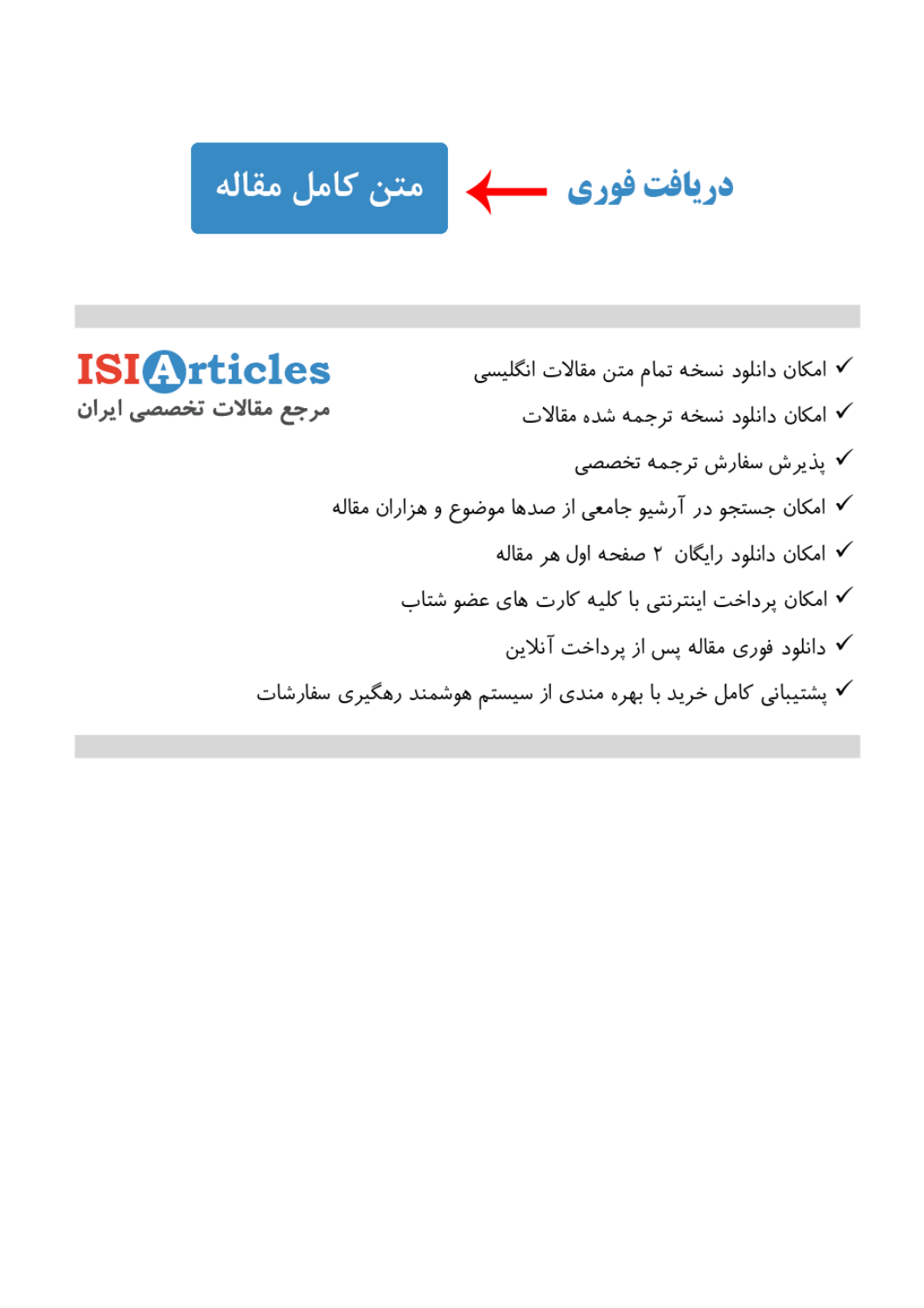دریافت فوری ← **متن کامل مقاله**

**ISIArticles**
مرجع مقالات تخصصی ایران

- ✓ امکان دانلود نسخه تمام متن مقالات انگلیسی
- ✓ امکان دانلود نسخه ترجمه شده مقالات
- ✓ پذیرش سفارش ترجمه تخصصی
- ✓ امکان جستجو در آرشیو جامعی از صدها موضوع و هزاران مقاله
- ✓ امکان دانلود رایگان ۲ صفحه اول هر مقاله
- ✓ امکان پرداخت اینترنتی با کلیه کارت های عضو شتاب
- ✓ دانلود فوری مقاله پس از پرداخت آنلاین
- ✓ پشتیبانی کامل خرید با بهره مندی از سیستم هوشمند رهگیری سفارشات